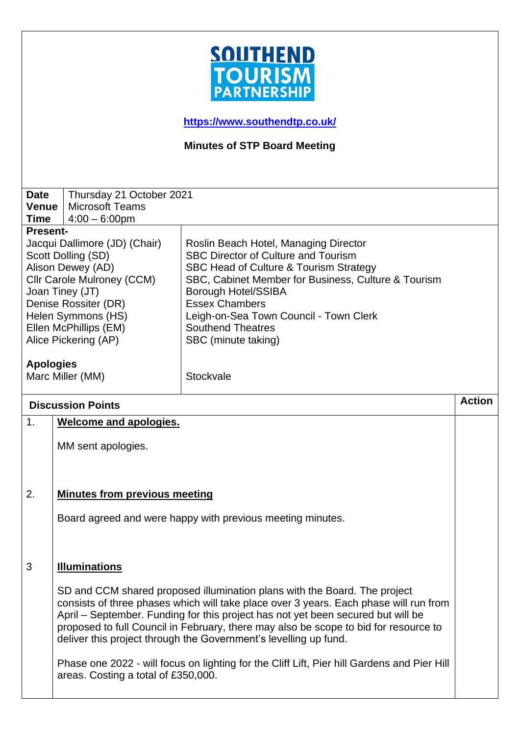SOUTHEND TOURISM PARTNERSHIP

**https://www.southendtp.co.uk/**

## Minutes of STP Board Meeting

| | |
|---|---|
| **Date** | Thursday 21 October 2021 |
| **Venue** | Microsoft Teams |
| **Time** | 4:00 – 6:00pm |

**Present-**

| | |
|---|---|
| Jacqui Dallimore (JD) (Chair) | Roslin Beach Hotel, Managing Director |
| Scott Dolling (SD) | SBC Director of Culture and Tourism |
| Alison Dewey (AD) | SBC Head of Culture & Tourism Strategy |
| Cllr Carole Mulroney (CCM) | SBC, Cabinet Member for Business, Culture & Tourism |
| Joan Tiney (JT) | Borough Hotel/SSIBA |
| Denise Rossiter (DR) | Essex Chambers |
| Helen Symmons (HS) | Leigh-on-Sea Town Council - Town Clerk |
| Ellen McPhillips (EM) | Southend Theatres |
| Alice Pickering (AP) | SBC (minute taking) |

**Apologies**

| | |
|---|---|
| Marc Miller (MM) | Stockvale |

| | Discussion Points | Action |
|---|---|---|
| 1. | **Welcome and apologies.**<br><br>MM sent apologies. | |
| 2. | **Minutes from previous meeting**<br><br>Board agreed and were happy with previous meeting minutes. | |
| 3 | **Illuminations**<br><br>SD and CCM shared proposed illumination plans with the Board. The project consists of three phases which will take place over 3 years. Each phase will run from April – September. Funding for this project has not yet been secured but will be proposed to full Council in February, there may also be scope to bid for resource to deliver this project through the Government's levelling up fund.<br><br>Phase one 2022 - will focus on lighting for the Cliff Lift, Pier hill Gardens and Pier Hill areas. Costing a total of £350,000. | |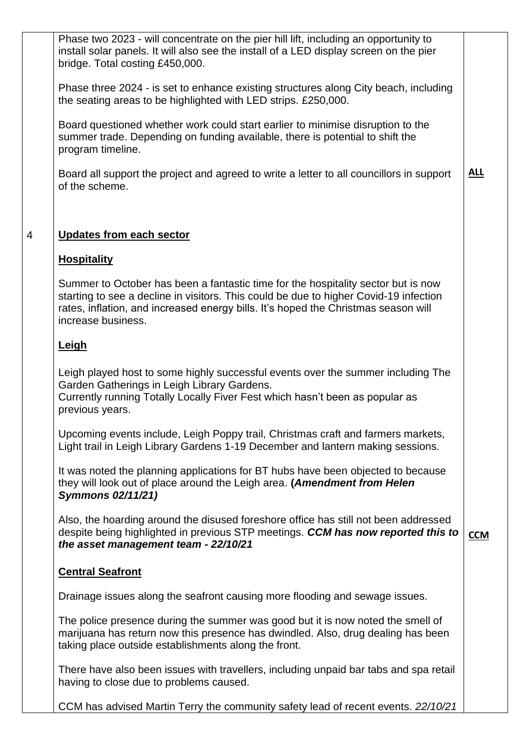| | | |
|---|---|---|
| | Phase two 2023 - will concentrate on the pier hill lift, including an opportunity to install solar panels. It will also see the install of a LED display screen on the pier bridge. Total costing £450,000.<br><br>Phase three 2024 - is set to enhance existing structures along City beach, including the seating areas to be highlighted with LED strips. £250,000.<br><br>Board questioned whether work could start earlier to minimise disruption to the summer trade. Depending on funding available, there is potential to shift the program timeline.<br><br>Board all support the project and agreed to write a letter to all councillors in support of the scheme. | **ALL** |
| 4 | **Updates from each sector**<br><br>**Hospitality**<br><br>Summer to October has been a fantastic time for the hospitality sector but is now starting to see a decline in visitors. This could be due to higher Covid-19 infection rates, inflation, and increased energy bills. It's hoped the Christmas season will increase business.<br><br>**Leigh**<br><br>Leigh played host to some highly successful events over the summer including The Garden Gatherings in Leigh Library Gardens.<br>Currently running Totally Locally Fiver Fest which hasn't been as popular as previous years.<br><br>Upcoming events include, Leigh Poppy trail, Christmas craft and farmers markets, Light trail in Leigh Library Gardens 1-19 December and lantern making sessions.<br><br>It was noted the planning applications for BT hubs have been objected to because they will look out of place around the Leigh area. **(*Amendment from Helen Symmons 02/11/21)***<br><br>Also, the hoarding around the disused foreshore office has still not been addressed despite being highlighted in previous STP meetings. ***CCM has now reported this to the asset management team - 22/10/21***<br><br>**Central Seafront**<br><br>Drainage issues along the seafront causing more flooding and sewage issues.<br><br>The police presence during the summer was good but it is now noted the smell of marijuana has return now this presence has dwindled. Also, drug dealing has been taking place outside establishments along the front.<br><br>There have also been issues with travellers, including unpaid bar tabs and spa retail having to close due to problems caused.<br><br>CCM has advised Martin Terry the community safety lead of recent events. *22/10/21* | **CCM** |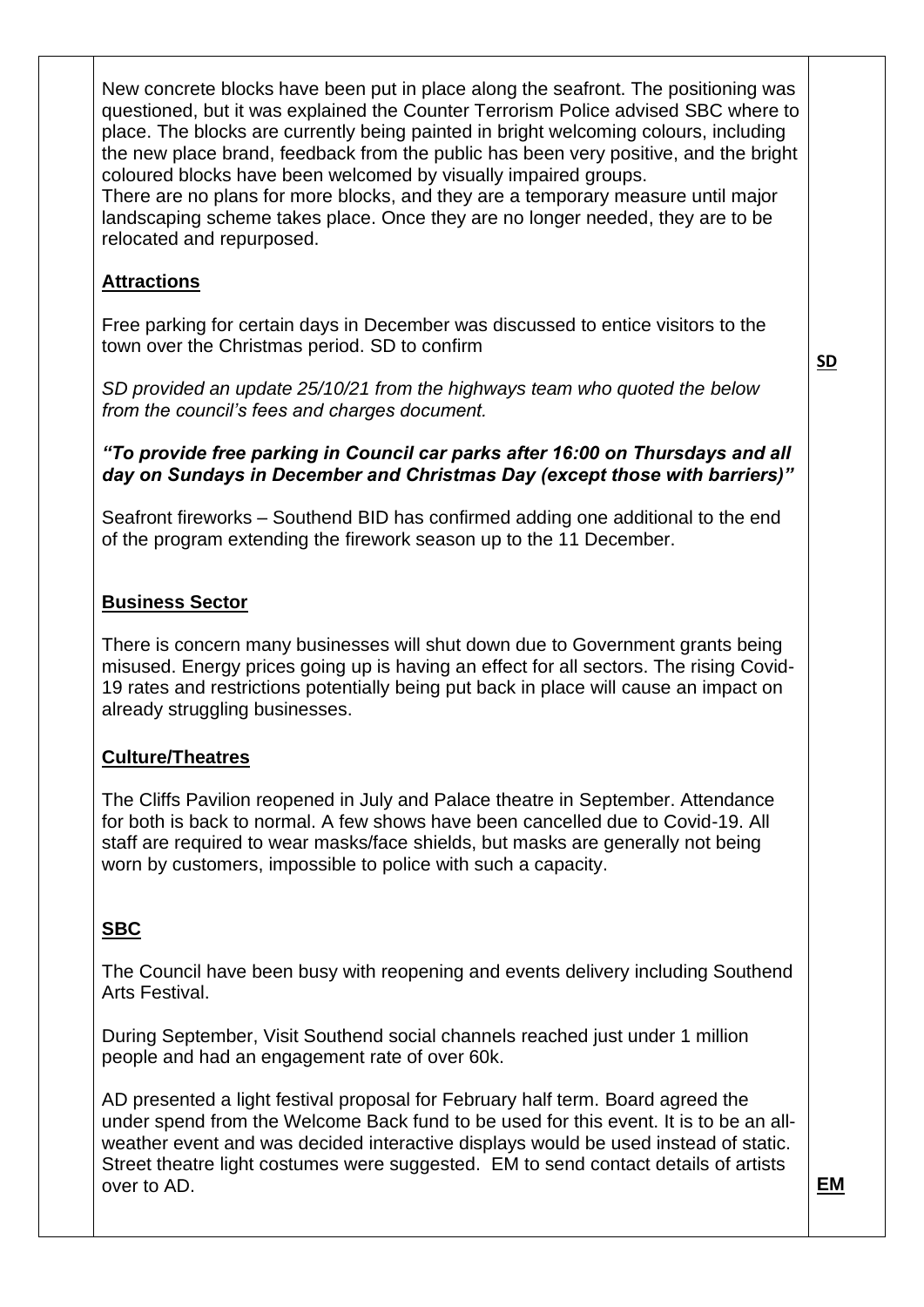| | | |
|---|---|---|
| | New concrete blocks have been put in place along the seafront. The positioning was questioned, but it was explained the Counter Terrorism Police advised SBC where to place. The blocks are currently being painted in bright welcoming colours, including the new place brand, feedback from the public has been very positive, and the bright coloured blocks have been welcomed by visually impaired groups.<br>There are no plans for more blocks, and they are a temporary measure until major landscaping scheme takes place. Once they are no longer needed, they are to be relocated and repurposed.<br><br>**Attractions**<br><br>Free parking for certain days in December was discussed to entice visitors to the town over the Christmas period. SD to confirm<br><br>*SD provided an update 25/10/21 from the highways team who quoted the below from the council's fees and charges document.*<br><br>***"To provide free parking in Council car parks after 16:00 on Thursdays and all day on Sundays in December and Christmas Day (except those with barriers)"***<br><br>Seafront fireworks – Southend BID has confirmed adding one additional to the end of the program extending the firework season up to the 11 December.<br><br>**Business Sector**<br><br>There is concern many businesses will shut down due to Government grants being misused. Energy prices going up is having an effect for all sectors. The rising Covid-19 rates and restrictions potentially being put back in place will cause an impact on already struggling businesses.<br><br>**Culture/Theatres**<br><br>The Cliffs Pavilion reopened in July and Palace theatre in September. Attendance for both is back to normal. A few shows have been cancelled due to Covid-19. All staff are required to wear masks/face shields, but masks are generally not being worn by customers, impossible to police with such a capacity.<br><br>**SBC**<br><br>The Council have been busy with reopening and events delivery including Southend Arts Festival.<br><br>During September, Visit Southend social channels reached just under 1 million people and had an engagement rate of over 60k.<br><br>AD presented a light festival proposal for February half term. Board agreed the under spend from the Welcome Back fund to be used for this event. It is to be an all-weather event and was decided interactive displays would be used instead of static. Street theatre light costumes were suggested. EM to send contact details of artists over to AD. | **SD**<br><br>**EM** |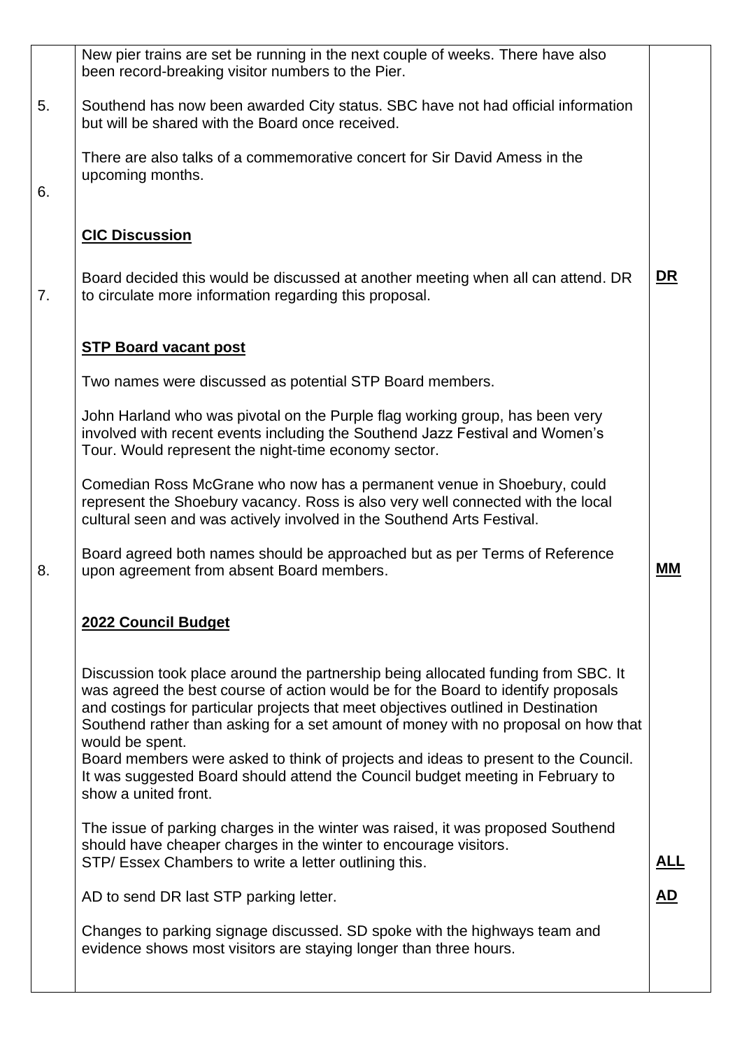| | | |
|---|---|---|
| | New pier trains are set be running in the next couple of weeks. There have also been record-breaking visitor numbers to the Pier. | |
| 5. | Southend has now been awarded City status. SBC have not had official information but will be shared with the Board once received.<br><br>There are also talks of a commemorative concert for Sir David Amess in the upcoming months. | |
| 6. | **CIC Discussion**<br><br>Board decided this would be discussed at another meeting when all can attend. DR to circulate more information regarding this proposal. | **DR** |
| 7. | **STP Board vacant post**<br><br>Two names were discussed as potential STP Board members.<br><br>John Harland who was pivotal on the Purple flag working group, has been very involved with recent events including the Southend Jazz Festival and Women's Tour. Would represent the night-time economy sector.<br><br>Comedian Ross McGrane who now has a permanent venue in Shoebury, could represent the Shoebury vacancy. Ross is also very well connected with the local cultural seen and was actively involved in the Southend Arts Festival.<br><br>Board agreed both names should be approached but as per Terms of Reference upon agreement from absent Board members. | **MM** |
| 8. | **2022 Council Budget**<br><br>Discussion took place around the partnership being allocated funding from SBC. It was agreed the best course of action would be for the Board to identify proposals and costings for particular projects that meet objectives outlined in Destination Southend rather than asking for a set amount of money with no proposal on how that would be spent.<br>Board members were asked to think of projects and ideas to present to the Council. It was suggested Board should attend the Council budget meeting in February to show a united front.<br><br>The issue of parking charges in the winter was raised, it was proposed Southend should have cheaper charges in the winter to encourage visitors.<br>STP/ Essex Chambers to write a letter outlining this.<br><br>AD to send DR last STP parking letter.<br><br>Changes to parking signage discussed. SD spoke with the highways team and evidence shows most visitors are staying longer than three hours. | **ALL**<br><br>**AD** |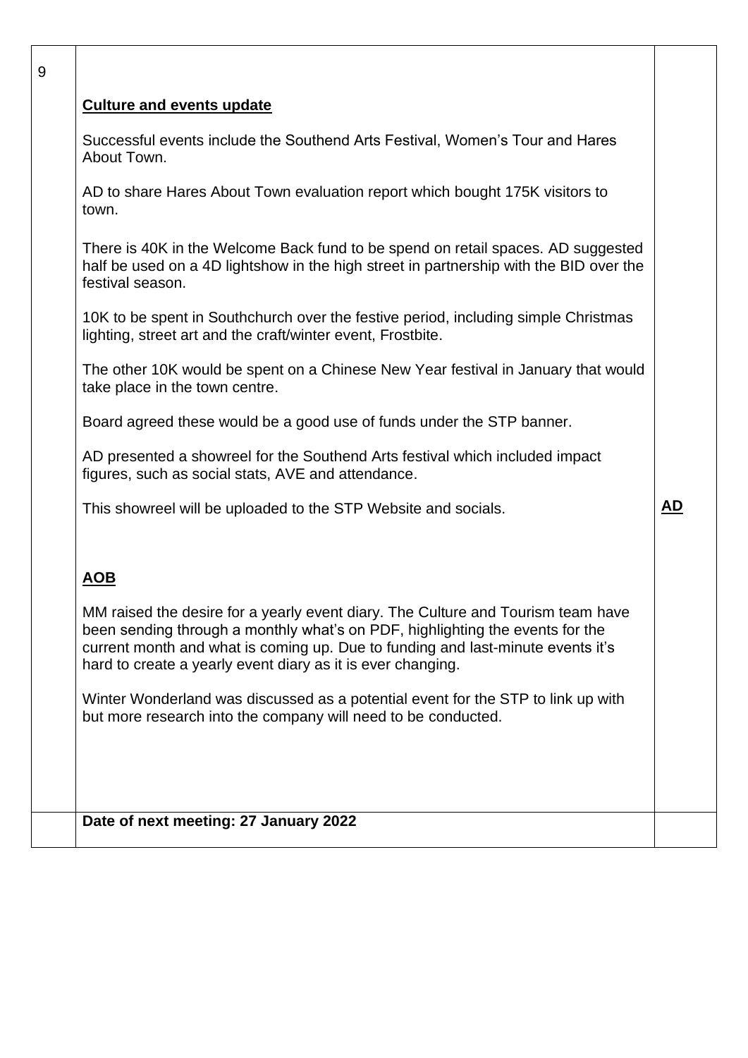| | | |
|---|---|---|
| 9 | **Culture and events update**<br><br>Successful events include the Southend Arts Festival, Women's Tour and Hares About Town.<br><br>AD to share Hares About Town evaluation report which bought 175K visitors to town.<br><br>There is 40K in the Welcome Back fund to be spend on retail spaces. AD suggested half be used on a 4D lightshow in the high street in partnership with the BID over the festival season.<br><br>10K to be spent in Southchurch over the festive period, including simple Christmas lighting, street art and the craft/winter event, Frostbite.<br><br>The other 10K would be spent on a Chinese New Year festival in January that would take place in the town centre.<br><br>Board agreed these would be a good use of funds under the STP banner.<br><br>AD presented a showreel for the Southend Arts festival which included impact figures, such as social stats, AVE and attendance.<br><br>This showreel will be uploaded to the STP Website and socials.<br><br>**AOB**<br><br>MM raised the desire for a yearly event diary. The Culture and Tourism team have been sending through a monthly what's on PDF, highlighting the events for the current month and what is coming up. Due to funding and last-minute events it's hard to create a yearly event diary as it is ever changing.<br><br>Winter Wonderland was discussed as a potential event for the STP to link up with but more research into the company will need to be conducted. | **AD** |
| | **Date of next meeting: 27 January 2022** | |